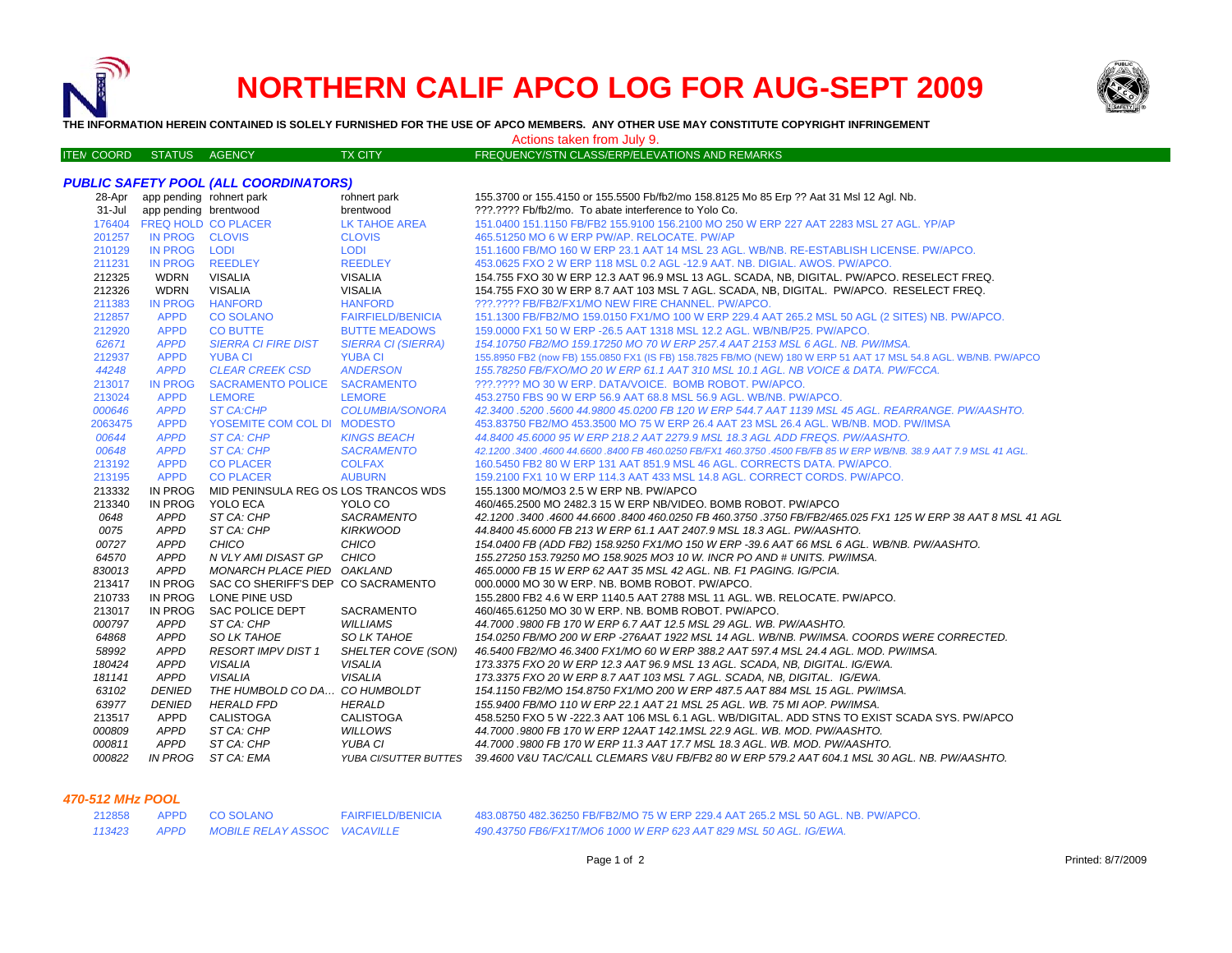# NORTHERN CALIF APCO LOG FOR AUG-SEPT 2009

**THE INFORMATION HEREIN CONTAINED IS SOLELY FURNISHED FOR THE USE OF APCO MEMBERS. ANY OTHER USE MAY CONSTITUTE COPYRIGHT INFRINGEMENT**

Actions taken from July 9.

### PUBLIC SAFETY POOL (ALL COORDINATORS)

| ITEM COORD | STATUS | AGENCY | TX CITY | FREQUENCY/STN CLASS/ERP/ELEVATIONS AND REMARKS |
|---|---|---|---|---|
| 28-Apr | app pending | rohnert park | rohnert park | 155.3700 or 155.4150 or 155.5500 Fb/fb2/mo 158.8125 Mo 85 Erp ?? Aat 31 Msl 12 Agl. Nb. |
| 31-Jul | app pending | brentwood | brentwood | ???.???? Fb/fb2/mo. To abate interference to Yolo Co. |
| 176404 | FREQ HOLD | CO PLACER | LK TAHOE AREA | 151.0400 151.1150 FB/FB2 155.9100 156.2100 MO 250 W ERP 227 AAT 2283 MSL 27 AGL. YP/AP |
| 201257 | IN PROG | CLOVIS | CLOVIS | 465.51250 MO 6 W ERP PW/AP. RELOCATE. PW/AP |
| 210129 | IN PROG | LODI | LODI | 151.1600 FB/MO 160 W ERP 23.1 AAT 14 MSL 23 AGL. WB/NB. RE-ESTABLISH LICENSE. PW/APCO. |
| 211231 | IN PROG | REEDLEY | REEDLEY | 453.0625 FXO 2 W ERP 118 MSL 0.2 AGL -12.9 AAT. NB. DIGIAL. AWOS. PW/APCO. |
| 212325 | WDRN | VISALIA | VISALIA | 154.755 FXO 30 W ERP 12.3 AAT 96.9 MSL 13 AGL. SCADA, NB, DIGITAL. PW/APCO. RESELECT FREQ. |
| 212326 | WDRN | VISALIA | VISALIA | 154.755 FXO 30 W ERP 8.7 AAT 103 MSL 7 AGL. SCADA, NB, DIGITAL. PW/APCO. RESELECT FREQ. |
| 211383 | IN PROG | HANFORD | HANFORD | ???.???? FB/FB2/FX1/MO NEW FIRE CHANNEL. PW/APCO. |
| 212857 | APPD | CO SOLANO | FAIRFIELD/BENICIA | 151.1300 FB/FB2/MO 159.0150 FX1/MO 100 W ERP 229.4 AAT 265.2 MSL 50 AGL (2 SITES) NB. PW/APCO. |
| 212920 | APPD | CO BUTTE | BUTTE MEADOWS | 159.0000 FX1 50 W ERP -26.5 AAT 1318 MSL 12.2 AGL. WB/NB/P25. PW/APCO. |
| *62671* | *APPD* | *SIERRA CI FIRE DIST* | *SIERRA CI (SIERRA)* | *154.10750 FB2/MO 159.17250 MO 70 W ERP 257.4 AAT 2153 MSL 6 AGL. NB. PW/IMSA.* |
| 212937 | APPD | YUBA CI | YUBA CI | 155.8950 FB2 (now FB) 155.0850 FX1 (IS FB) 158.7825 FB/MO (NEW) 180 W ERP 51 AAT 17 MSL 54.8 AGL. WB/NB. PW/APCO |
| *44248* | *APPD* | *CLEAR CREEK CSD* | *ANDERSON* | *155.78250 FB/FXO/MO 20 W ERP 61.1 AAT 310 MSL 10.1 AGL. NB VOICE & DATA. PW/FCCA.* |
| 213017 | IN PROG | SACRAMENTO POLICE | SACRAMENTO | ???.???? MO 30 W ERP. DATA/VOICE. BOMB ROBOT. PW/APCO. |
| 213024 | APPD | LEMORE | LEMORE | 453.2750 FBS 90 W ERP 56.9 AAT 68.8 MSL 56.9 AGL. WB/NB. PW/APCO. |
| *000646* | *APPD* | *ST CA:CHP* | *COLUMBIA/SONORA* | *42.3400 .5200 .5600 44.9800 45.0200 FB 120 W ERP 544.7 AAT 1139 MSL 45 AGL. REARRANGE. PW/AASHTO.* |
| 2063475 | APPD | YOSEMITE COM COL DI | MODESTO | 453.83750 FB2/MO 453.3500 MO 75 W ERP 26.4 AAT 23 MSL 26.4 AGL. WB/NB. MOD. PW/IMSA |
| *00644* | *APPD* | *ST CA: CHP* | *KINGS BEACH* | *44.8400 45.6000 95 W ERP 218.2 AAT 2279.9 MSL 18.3 AGL ADD FREQS. PW/AASHTO.* |
| *00648* | *APPD* | *ST CA: CHP* | *SACRAMENTO* | *42.1200 .3400 .4600 44.6600 .8400 FB 460.0250 FB/FX1 460.3750 .4500 FB/FB 85 W ERP WB/NB. 38.9 AAT 7.9 MSL 41 AGL.* |
| 213192 | APPD | CO PLACER | COLFAX | 160.5450 FB2 80 W ERP 131 AAT 851.9 MSL 46 AGL. CORRECTS DATA. PW/APCO. |
| 213195 | APPD | CO PLACER | AUBURN | 159.2100 FX1 10 W ERP 114.3 AAT 433 MSL 14.8 AGL. CORRECT CORDS. PW/APCO. |
| 213332 | IN PROG | MID PENINSULA REG OS | LOS TRANCOS WDS | 155.1300 MO/MO3 2.5 W ERP NB. PW/APCO |
| 213340 | IN PROG | YOLO ECA | YOLO CO | 460/465.2500 MO 2482.3 15 W ERP NB/VIDEO. BOMB ROBOT. PW/APCO |
| *0648* | *APPD* | *ST CA: CHP* | *SACRAMENTO* | *42.1200 .3400 .4600 44.6600 .8400 460.0250 FB 460.3750 .3750 FB/FB2/465.025 FX1 125 W ERP 38 AAT 8 MSL 41 AGL* |
| *0075* | *APPD* | *ST CA: CHP* | *KIRKWOOD* | *44.8400 45.6000 FB 213 W ERP 61.1 AAT 2407.9 MSL 18.3 AGL. PW/AASHTO.* |
| *00727* | *APPD* | *CHICO* | *CHICO* | *154.0400 FB (ADD FB2) 158.9250 FX1/MO 150 W ERP -39.6 AAT 66 MSL 6 AGL. WB/NB. PW/AASHTO.* |
| *64570* | *APPD* | *N VLY AMI DISAST GP* | *CHICO* | *155.27250 153.79250 MO 158.9025 MO3 10 W. INCR PO AND # UNITS. PW/IMSA.* |
| *830013* | *APPD* | *MONARCH PLACE PIED* | *OAKLAND* | *465.0000 FB 15 W ERP 62 AAT 35 MSL 42 AGL. NB. F1 PAGING. IG/PCIA.* |
| 213417 | IN PROG | SAC CO SHERIFF'S DEP | CO SACRAMENTO | 000.0000 MO 30 W ERP. NB. BOMB ROBOT. PW/APCO. |
| 210733 | IN PROG | LONE PINE USD | | 155.2800 FB2 4.6 W ERP 1140.5 AAT 2788 MSL 11 AGL. WB. RELOCATE. PW/APCO. |
| 213017 | IN PROG | SAC POLICE DEPT | SACRAMENTO | 460/465.61250 MO 30 W ERP. NB. BOMB ROBOT. PW/APCO. |
| *000797* | *APPD* | *ST CA: CHP* | *WILLIAMS* | *44.7000 .9800 FB 170 W ERP 6.7 AAT 12.5 MSL 29 AGL. WB. PW/AASHTO.* |
| *64868* | *APPD* | *SO LK TAHOE* | *SO LK TAHOE* | *154.0250 FB/MO 200 W ERP -276AAT 1922 MSL 14 AGL. WB/NB. PW/IMSA. COORDS WERE CORRECTED.* |
| *58992* | *APPD* | *RESORT IMPV DIST 1* | *SHELTER COVE (SON)* | *46.5400 FB2/MO 46.3400 FX1/MO 60 W ERP 388.2 AAT 597.4 MSL 24.4 AGL. MOD. PW/IMSA.* |
| *180424* | *APPD* | *VISALIA* | *VISALIA* | *173.3375 FXO 20 W ERP 12.3 AAT 96.9 MSL 13 AGL. SCADA, NB, DIGITAL. IG/EWA.* |
| *181141* | *APPD* | *VISALIA* | *VISALIA* | *173.3375 FXO 20 W ERP 8.7 AAT 103 MSL 7 AGL. SCADA, NB, DIGITAL. IG/EWA.* |
| *63102* | *DENIED* | *THE HUMBOLD CO DA…* | *CO HUMBOLDT* | *154.1150 FB2/MO 154.8750 FX1/MO 200 W ERP 487.5 AAT 884 MSL 15 AGL. PW/IMSA.* |
| *63977* | *DENIED* | *HERALD FPD* | *HERALD* | *155.9400 FB/MO 110 W ERP 22.1 AAT 21 MSL 25 AGL. WB. 75 MI AOP. PW/IMSA.* |
| 213517 | APPD | CALISTOGA | CALISTOGA | 458.5250 FXO 5 W -222.3 AAT 106 MSL 6.1 AGL. WB/DIGITAL. ADD STNS TO EXIST SCADA SYS. PW/APCO |
| *000809* | *APPD* | *ST CA: CHP* | *WILLOWS* | *44.7000 .9800 FB 170 W ERP 12AAT 142.1MSL 22.9 AGL. WB. MOD. PW/AASHTO.* |
| *000811* | *APPD* | *ST CA: CHP* | *YUBA CI* | *44.7000 .9800 FB 170 W ERP 11.3 AAT 17.7 MSL 18.3 AGL. WB. MOD. PW/AASHTO.* |
| *000822* | *IN PROG* | *ST CA: EMA* | *YUBA CI/SUTTER BUTTES* | *39.4600 V&U TAC/CALL CLEMARS V&U FB/FB2 80 W ERP 579.2 AAT 604.1 MSL 30 AGL. NB. PW/AASHTO.* |

### 470-512 MHz POOL

| ITEM COORD | STATUS | AGENCY | TX CITY | FREQUENCY/STN CLASS/ERP/ELEVATIONS AND REMARKS |
|---|---|---|---|---|
| 212858 | APPD | CO SOLANO | FAIRFIELD/BENICIA | 483.08750 482.36250 FB/FB2/MO 75 W ERP 229.4 AAT 265.2 MSL 50 AGL. NB. PW/APCO. |
| *113423* | *APPD* | *MOBILE RELAY ASSOC* | *VACAVILLE* | *490.43750 FB6/FX1T/MO6 1000 W ERP 623 AAT 829 MSL 50 AGL. IG/EWA.* |

Printed: 8/7/2009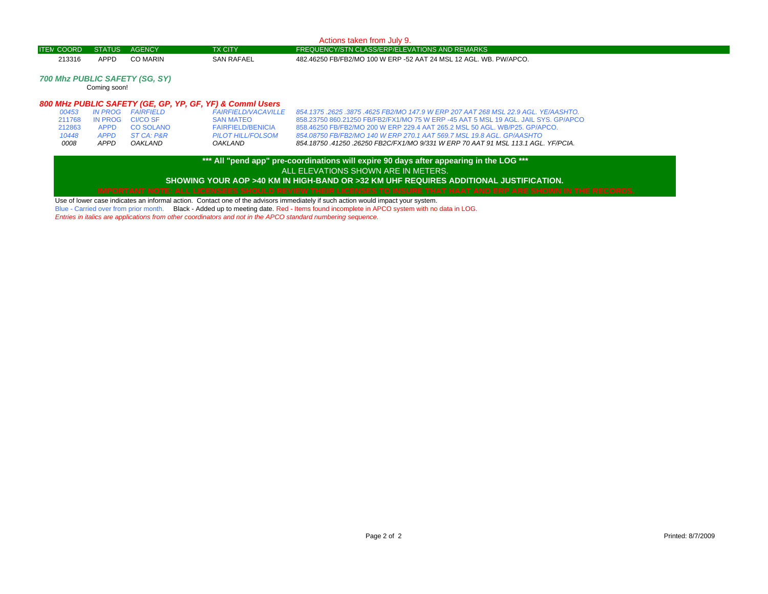Actions taken from July 9.

| ITEM | COORD | STATUS | AGENCY | TX CITY | FREQUENCY/STN CLASS/ERP/ELEVATIONS AND REMARKS |
|---|---|---|---|---|---|
| | 213316 | APPD | CO MARIN | SAN RAFAEL | 482.46250 FB/FB2/MO 100 W ERP -52 AAT 24 MSL 12 AGL. WB. PW/APCO. |

### *700 Mhz PUBLIC SAFETY (SG, SY)*

Coming soon!

### *800 MHz PUBLIC SAFETY (GE, GP, YP, GF, YF) & Comml Users*

| ITEM | COORD | STATUS | AGENCY | TX CITY | FREQUENCY/STN CLASS/ERP/ELEVATIONS AND REMARKS |
|---|---|---|---|---|---|
| | *00453* | *IN PROG* | *FAIRFIELD* | *FAIRFIELD/VACAVILLE* | *854.1375 .2625 .3875 .4625 FB2/MO 147.9 W ERP 207 AAT 268 MSL 22.9 AGL. YE/AASHTO.* |
| | 211768 | IN PROG | CI/CO SF | SAN MATEO | 858.23750 860.21250 FB/FB2/FX1/MO 75 W ERP -45 AAT 5 MSL 19 AGL. JAIL SYS. GP/APCO |
| | 212863 | APPD | CO SOLANO | FAIRFIELD/BENICIA | 858.46250 FB/FB2/MO 200 W ERP 229.4 AAT 265.2 MSL 50 AGL. WB/P25. GP/APCO. |
| | *10448* | *APPD* | *ST CA: P&R* | *PILOT HILL/FOLSOM* | *854.08750 FB/FB2/MO 140 W ERP 270.1 AAT 569.7 MSL 19.8 AGL. GP/AASHTO* |
| | *0008* | *APPD* | *OAKLAND* | *OAKLAND* | *854.18750 .41250 .26250 FB2C/FX1/MO 9/331 W ERP 70 AAT 91 MSL 113.1 AGL. YF/PCIA.* |

**\*\*\* All "pend app" pre-coordinations will expire 90 days after appearing in the LOG \*\*\***

ALL ELEVATIONS SHOWN ARE IN METERS.

**SHOWING YOUR AOP >40 KM IN HIGH-BAND OR >32 KM UHF REQUIRES ADDITIONAL JUSTIFICATION.**

**IMPORTANT NOTE: ALL LICENSEES SHOULD REVIEW THEIR LICENSES TO INSURE THAT HAAT AND ERP ARE SHOWN IN THE RECORDS.**

Use of lower case indicates an informal action. Contact one of the advisors immediately if such action would impact your system.

Blue - Carried over from prior month. Black - Added up to meeting date. Red - Items found incomplete in APCO system with no data in LOG.

*Entries in italics are applications from other coordinators and not in the APCO standard numbering sequence.*

Printed: 8/7/2009